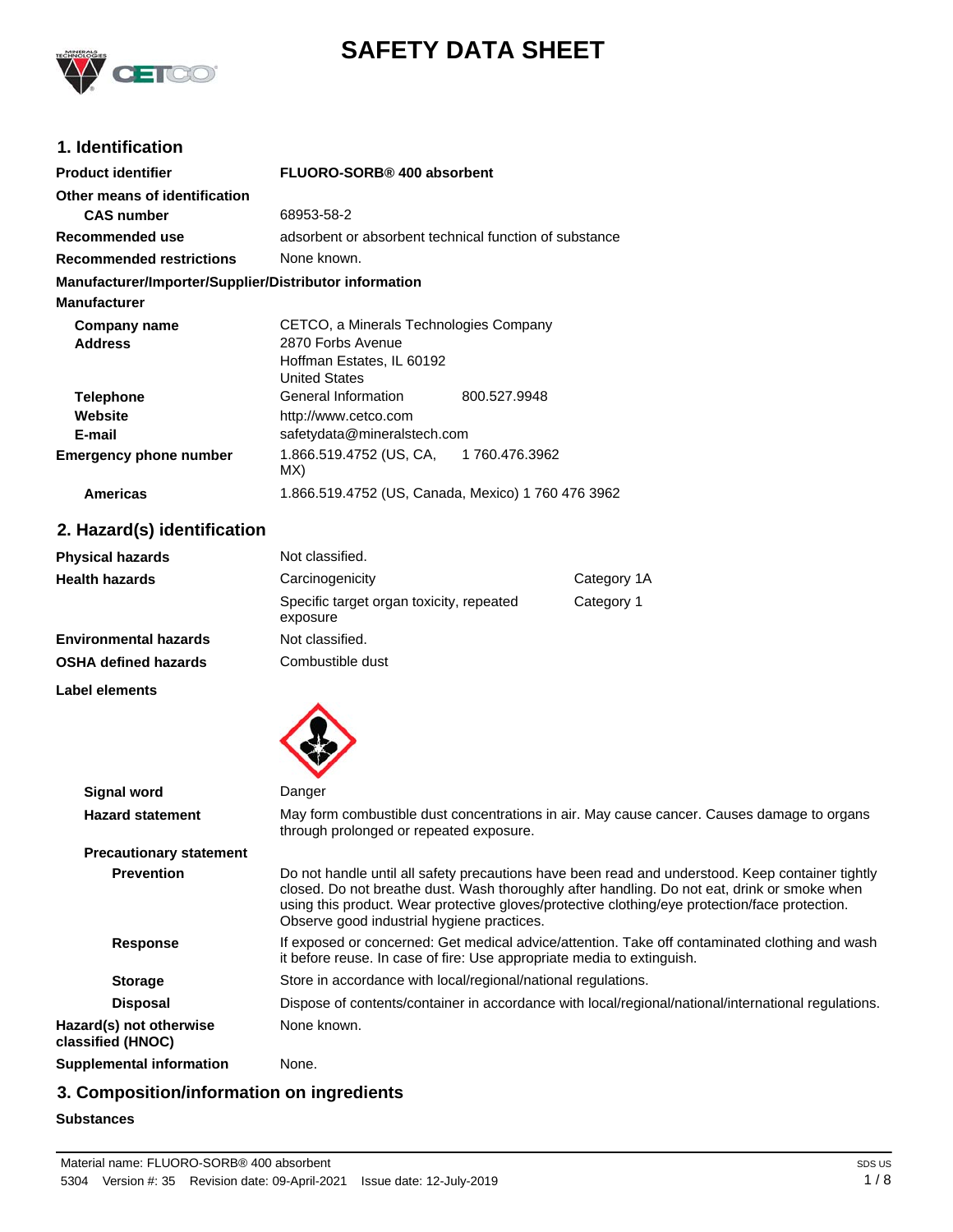# SAFETY DATA SHEET

## 1. Identification

| | |
|---|---|
| **Product identifier** | **FLUORO-SORB® 400 absorbent** |
| **Other means of identification** | |
| **CAS number** | 68953-58-2 |
| **Recommended use** | adsorbent or absorbent technical function of substance |
| **Recommended restrictions** | None known. |

**Manufacturer/Importer/Supplier/Distributor information**

**Manufacturer**

| | | |
|---|---|---|
| **Company name** | CETCO, a Minerals Technologies Company | |
| **Address** | 2870 Forbs Avenue<br>Hoffman Estates, IL 60192<br>United States | |
| **Telephone** | General Information | 800.527.9948 |
| **Website** | http://www.cetco.com | |
| **E-mail** | safetydata@mineralstech.com | |
| **Emergency phone number** | 1.866.519.4752 (US, CA, MX) | 1 760.476.3962 |
| **Americas** | 1.866.519.4752 (US, Canada, Mexico) 1 760 476 3962 | |

## 2. Hazard(s) identification

| | | |
|---|---|---|
| **Physical hazards** | Not classified. | |
| **Health hazards** | Carcinogenicity | Category 1A |
| | Specific target organ toxicity, repeated exposure | Category 1 |
| **Environmental hazards** | Not classified. | |
| **OSHA defined hazards** | Combustible dust | |

**Label elements**

| | |
|---|---|
| **Signal word** | Danger |
| **Hazard statement** | May form combustible dust concentrations in air. May cause cancer. Causes damage to organs through prolonged or repeated exposure. |
| **Precautionary statement** | |
| **Prevention** | Do not handle until all safety precautions have been read and understood. Keep container tightly closed. Do not breathe dust. Wash thoroughly after handling. Do not eat, drink or smoke when using this product. Wear protective gloves/protective clothing/eye protection/face protection. Observe good industrial hygiene practices. |
| **Response** | If exposed or concerned: Get medical advice/attention. Take off contaminated clothing and wash it before reuse. In case of fire: Use appropriate media to extinguish. |
| **Storage** | Store in accordance with local/regional/national regulations. |
| **Disposal** | Dispose of contents/container in accordance with local/regional/national/international regulations. |
| **Hazard(s) not otherwise classified (HNOC)** | None known. |
| **Supplemental information** | None. |

## 3. Composition/information on ingredients

**Substances**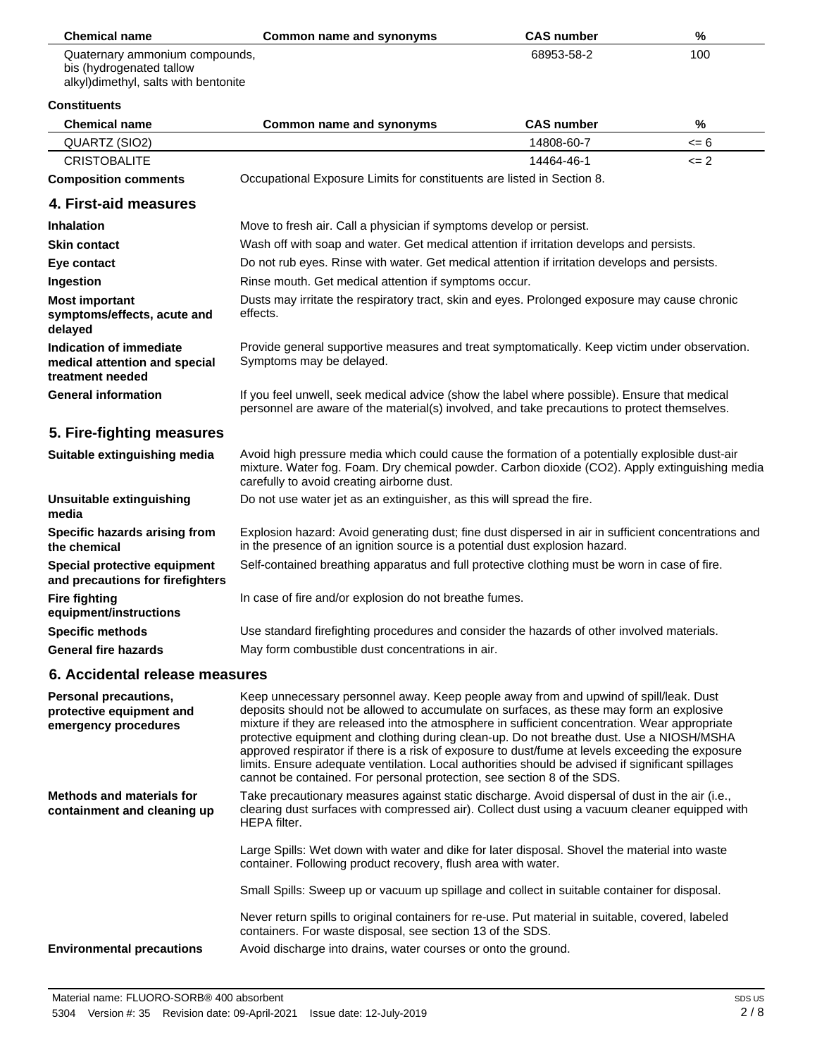| Chemical name | Common name and synonyms | CAS number | % |
|---|---|---|---|
| Quaternary ammonium compounds, bis (hydrogenated tallow alkyl)dimethyl, salts with bentonite | | 68953-58-2 | 100 |

**Constituents**

| Chemical name | Common name and synonyms | CAS number | % |
|---|---|---|---|
| QUARTZ (SIO2) | | 14808-60-7 | <= 6 |
| CRISTOBALITE | | 14464-46-1 | <= 2 |

**Composition comments** Occupational Exposure Limits for constituents are listed in Section 8.

## 4. First-aid measures

**Inhalation** Move to fresh air. Call a physician if symptoms develop or persist.

**Skin contact** Wash off with soap and water. Get medical attention if irritation develops and persists.

**Eye contact** Do not rub eyes. Rinse with water. Get medical attention if irritation develops and persists.

**Ingestion** Rinse mouth. Get medical attention if symptoms occur.

**Most important symptoms/effects, acute and delayed** Dusts may irritate the respiratory tract, skin and eyes. Prolonged exposure may cause chronic effects.

**Indication of immediate medical attention and special treatment needed** Provide general supportive measures and treat symptomatically. Keep victim under observation. Symptoms may be delayed.

**General information** If you feel unwell, seek medical advice (show the label where possible). Ensure that medical personnel are aware of the material(s) involved, and take precautions to protect themselves.

## 5. Fire-fighting measures

**Suitable extinguishing media** Avoid high pressure media which could cause the formation of a potentially explosible dust-air mixture. Water fog. Foam. Dry chemical powder. Carbon dioxide (CO2). Apply extinguishing media carefully to avoid creating airborne dust.

**Unsuitable extinguishing media** Do not use water jet as an extinguisher, as this will spread the fire.

**Specific hazards arising from the chemical** Explosion hazard: Avoid generating dust; fine dust dispersed in air in sufficient concentrations and in the presence of an ignition source is a potential dust explosion hazard.

**Special protective equipment and precautions for firefighters** Self-contained breathing apparatus and full protective clothing must be worn in case of fire.

**Fire fighting equipment/instructions** In case of fire and/or explosion do not breathe fumes.

**Specific methods** Use standard firefighting procedures and consider the hazards of other involved materials.

**General fire hazards** May form combustible dust concentrations in air.

## 6. Accidental release measures

**Personal precautions, protective equipment and emergency procedures** Keep unnecessary personnel away. Keep people away from and upwind of spill/leak. Dust deposits should not be allowed to accumulate on surfaces, as these may form an explosive mixture if they are released into the atmosphere in sufficient concentration. Wear appropriate protective equipment and clothing during clean-up. Do not breathe dust. Use a NIOSH/MSHA approved respirator if there is a risk of exposure to dust/fume at levels exceeding the exposure limits. Ensure adequate ventilation. Local authorities should be advised if significant spillages cannot be contained. For personal protection, see section 8 of the SDS.

**Methods and materials for containment and cleaning up** Take precautionary measures against static discharge. Avoid dispersal of dust in the air (i.e., clearing dust surfaces with compressed air). Collect dust using a vacuum cleaner equipped with HEPA filter.

Large Spills: Wet down with water and dike for later disposal. Shovel the material into waste container. Following product recovery, flush area with water.

Small Spills: Sweep up or vacuum up spillage and collect in suitable container for disposal.

Never return spills to original containers for re-use. Put material in suitable, covered, labeled containers. For waste disposal, see section 13 of the SDS.

**Environmental precautions** Avoid discharge into drains, water courses or onto the ground.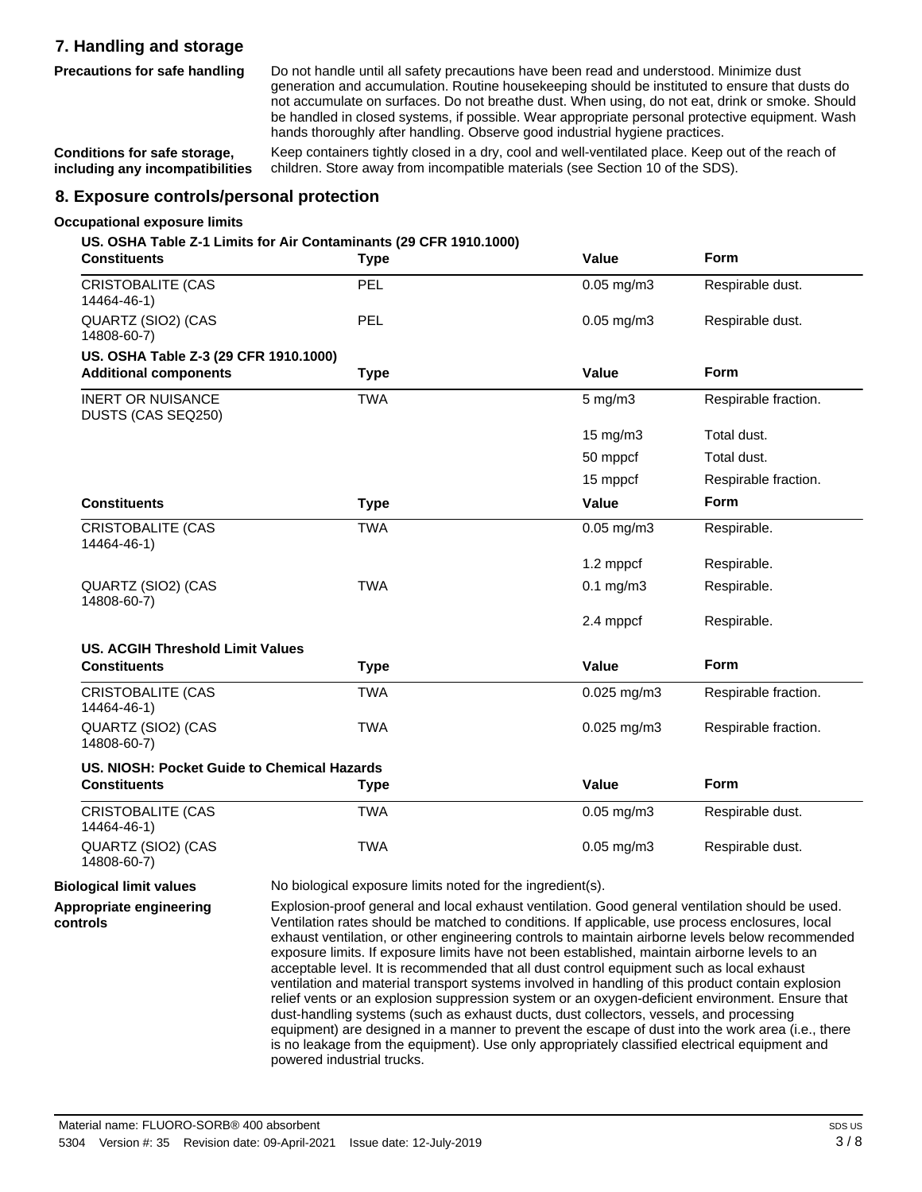## 7. Handling and storage

**Precautions for safe handling**

Do not handle until all safety precautions have been read and understood. Minimize dust generation and accumulation. Routine housekeeping should be instituted to ensure that dusts do not accumulate on surfaces. Do not breathe dust. When using, do not eat, drink or smoke. Should be handled in closed systems, if possible. Wear appropriate personal protective equipment. Wash hands thoroughly after handling. Observe good industrial hygiene practices.

**Conditions for safe storage, including any incompatibilities**

Keep containers tightly closed in a dry, cool and well-ventilated place. Keep out of the reach of children. Store away from incompatible materials (see Section 10 of the SDS).

## 8. Exposure controls/personal protection

**Occupational exposure limits**

**US. OSHA Table Z-1 Limits for Air Contaminants (29 CFR 1910.1000)**

| Constituents | Type | Value | Form |
|---|---|---|---|
| CRISTOBALITE (CAS 14464-46-1) | PEL | 0.05 mg/m3 | Respirable dust. |
| QUARTZ (SIO2) (CAS 14808-60-7) | PEL | 0.05 mg/m3 | Respirable dust. |

**US. OSHA Table Z-3 (29 CFR 1910.1000)**

| Additional components | Type | Value | Form |
|---|---|---|---|
| INERT OR NUISANCE DUSTS (CAS SEQ250) | TWA | 5 mg/m3 | Respirable fraction. |
| | | 15 mg/m3 | Total dust. |
| | | 50 mppcf | Total dust. |
| | | 15 mppcf | Respirable fraction. |

| Constituents | Type | Value | Form |
|---|---|---|---|
| CRISTOBALITE (CAS 14464-46-1) | TWA | 0.05 mg/m3 | Respirable. |
| | | 1.2 mppcf | Respirable. |
| QUARTZ (SIO2) (CAS 14808-60-7) | TWA | 0.1 mg/m3 | Respirable. |
| | | 2.4 mppcf | Respirable. |

**US. ACGIH Threshold Limit Values**

| Constituents | Type | Value | Form |
|---|---|---|---|
| CRISTOBALITE (CAS 14464-46-1) | TWA | 0.025 mg/m3 | Respirable fraction. |
| QUARTZ (SIO2) (CAS 14808-60-7) | TWA | 0.025 mg/m3 | Respirable fraction. |

**US. NIOSH: Pocket Guide to Chemical Hazards**

| Constituents | Type | Value | Form |
|---|---|---|---|
| CRISTOBALITE (CAS 14464-46-1) | TWA | 0.05 mg/m3 | Respirable dust. |
| QUARTZ (SIO2) (CAS 14808-60-7) | TWA | 0.05 mg/m3 | Respirable dust. |

**Biological limit values**

No biological exposure limits noted for the ingredient(s).

**Appropriate engineering controls**

Explosion-proof general and local exhaust ventilation. Good general ventilation should be used. Ventilation rates should be matched to conditions. If applicable, use process enclosures, local exhaust ventilation, or other engineering controls to maintain airborne levels below recommended exposure limits. If exposure limits have not been established, maintain airborne levels to an acceptable level. It is recommended that all dust control equipment such as local exhaust ventilation and material transport systems involved in handling of this product contain explosion relief vents or an explosion suppression system or an oxygen-deficient environment. Ensure that dust-handling systems (such as exhaust ducts, dust collectors, vessels, and processing equipment) are designed in a manner to prevent the escape of dust into the work area (i.e., there is no leakage from the equipment). Use only appropriately classified electrical equipment and powered industrial trucks.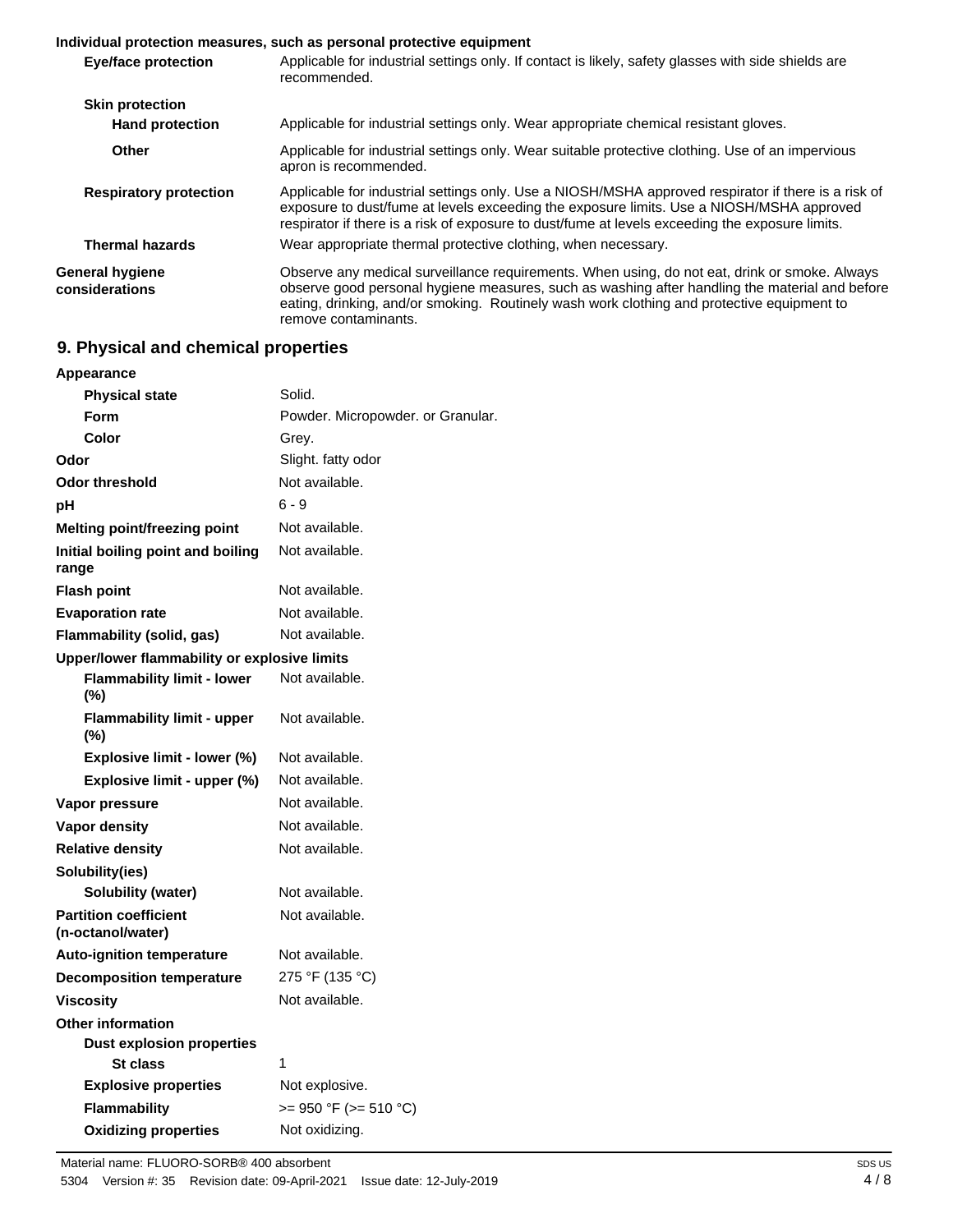**Individual protection measures, such as personal protective equipment**

| | |
|---|---|
| **Eye/face protection** | Applicable for industrial settings only. If contact is likely, safety glasses with side shields are recommended. |
| **Skin protection** | |
| **Hand protection** | Applicable for industrial settings only. Wear appropriate chemical resistant gloves. |
| **Other** | Applicable for industrial settings only. Wear suitable protective clothing. Use of an impervious apron is recommended. |
| **Respiratory protection** | Applicable for industrial settings only. Use a NIOSH/MSHA approved respirator if there is a risk of exposure to dust/fume at levels exceeding the exposure limits. Use a NIOSH/MSHA approved respirator if there is a risk of exposure to dust/fume at levels exceeding the exposure limits. |
| **Thermal hazards** | Wear appropriate thermal protective clothing, when necessary. |
| **General hygiene considerations** | Observe any medical surveillance requirements. When using, do not eat, drink or smoke. Always observe good personal hygiene measures, such as washing after handling the material and before eating, drinking, and/or smoking. Routinely wash work clothing and protective equipment to remove contaminants. |

## 9. Physical and chemical properties

| | |
|---|---|
| **Appearance** | |
| **Physical state** | Solid. |
| **Form** | Powder. Micropowder. or Granular. |
| **Color** | Grey. |
| **Odor** | Slight. fatty odor |
| **Odor threshold** | Not available. |
| **pH** | 6 - 9 |
| **Melting point/freezing point** | Not available. |
| **Initial boiling point and boiling range** | Not available. |
| **Flash point** | Not available. |
| **Evaporation rate** | Not available. |
| **Flammability (solid, gas)** | Not available. |
| **Upper/lower flammability or explosive limits** | |
| **Flammability limit - lower (%)** | Not available. |
| **Flammability limit - upper (%)** | Not available. |
| **Explosive limit - lower (%)** | Not available. |
| **Explosive limit - upper (%)** | Not available. |
| **Vapor pressure** | Not available. |
| **Vapor density** | Not available. |
| **Relative density** | Not available. |
| **Solubility(ies)** | |
| **Solubility (water)** | Not available. |
| **Partition coefficient (n-octanol/water)** | Not available. |
| **Auto-ignition temperature** | Not available. |
| **Decomposition temperature** | 275 °F (135 °C) |
| **Viscosity** | Not available. |
| **Other information** | |
| **Dust explosion properties** | |
| **St class** | 1 |
| **Explosive properties** | Not explosive. |
| **Flammability** | >= 950 °F (>= 510 °C) |
| **Oxidizing properties** | Not oxidizing. |

Material name: FLUORO-SORB® 400 absorbent
5304 Version #: 35 Revision date: 09-April-2021 Issue date: 12-July-2019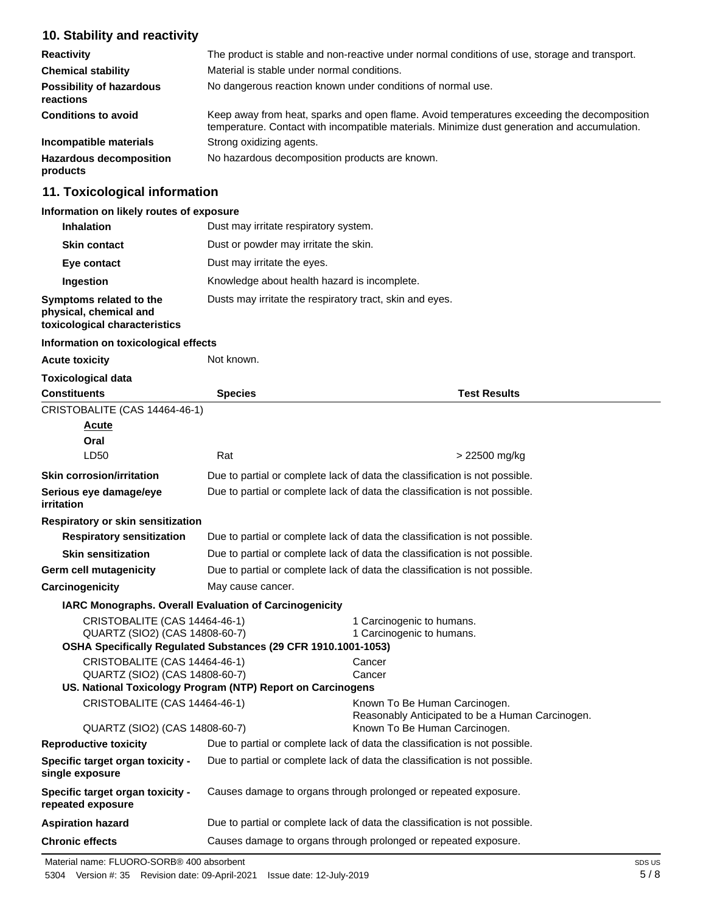## 10. Stability and reactivity

| | |
|---|---|
| **Reactivity** | The product is stable and non-reactive under normal conditions of use, storage and transport. |
| **Chemical stability** | Material is stable under normal conditions. |
| **Possibility of hazardous reactions** | No dangerous reaction known under conditions of normal use. |
| **Conditions to avoid** | Keep away from heat, sparks and open flame. Avoid temperatures exceeding the decomposition temperature. Contact with incompatible materials. Minimize dust generation and accumulation. |
| **Incompatible materials** | Strong oxidizing agents. |
| **Hazardous decomposition products** | No hazardous decomposition products are known. |

## 11. Toxicological information

**Information on likely routes of exposure**

| | |
|---|---|
| **Inhalation** | Dust may irritate respiratory system. |
| **Skin contact** | Dust or powder may irritate the skin. |
| **Eye contact** | Dust may irritate the eyes. |
| **Ingestion** | Knowledge about health hazard is incomplete. |
| **Symptoms related to the physical, chemical and toxicological characteristics** | Dusts may irritate the respiratory tract, skin and eyes. |

**Information on toxicological effects**

**Acute toxicity** Not known.

**Toxicological data**

| Constituents | Species | Test Results |
|---|---|---|
| CRISTOBALITE (CAS 14464-46-1) | | |
| **Acute** | | |
| **Oral** | | |
| LD50 | Rat | > 22500 mg/kg |

| | |
|---|---|
| **Skin corrosion/irritation** | Due to partial or complete lack of data the classification is not possible. |
| **Serious eye damage/eye irritation** | Due to partial or complete lack of data the classification is not possible. |

**Respiratory or skin sensitization**

| | |
|---|---|
| **Respiratory sensitization** | Due to partial or complete lack of data the classification is not possible. |
| **Skin sensitization** | Due to partial or complete lack of data the classification is not possible. |
| **Germ cell mutagenicity** | Due to partial or complete lack of data the classification is not possible. |
| **Carcinogenicity** | May cause cancer. |

**IARC Monographs. Overall Evaluation of Carcinogenicity**

| | |
|---|---|
| CRISTOBALITE (CAS 14464-46-1) | 1 Carcinogenic to humans. |
| QUARTZ (SIO2) (CAS 14808-60-7) | 1 Carcinogenic to humans. |

**OSHA Specifically Regulated Substances (29 CFR 1910.1001-1053)**

| | |
|---|---|
| CRISTOBALITE (CAS 14464-46-1) | Cancer |
| QUARTZ (SIO2) (CAS 14808-60-7) | Cancer |

**US. National Toxicology Program (NTP) Report on Carcinogens**

| | |
|---|---|
| CRISTOBALITE (CAS 14464-46-1) | Known To Be Human Carcinogen. Reasonably Anticipated to be a Human Carcinogen. |
| QUARTZ (SIO2) (CAS 14808-60-7) | Known To Be Human Carcinogen. |

| | |
|---|---|
| **Reproductive toxicity** | Due to partial or complete lack of data the classification is not possible. |
| **Specific target organ toxicity - single exposure** | Due to partial or complete lack of data the classification is not possible. |
| **Specific target organ toxicity - repeated exposure** | Causes damage to organs through prolonged or repeated exposure. |
| **Aspiration hazard** | Due to partial or complete lack of data the classification is not possible. |
| **Chronic effects** | Causes damage to organs through prolonged or repeated exposure. |

Material name: FLUORO-SORB® 400 absorbent
5304 Version #: 35 Revision date: 09-April-2021 Issue date: 12-July-2019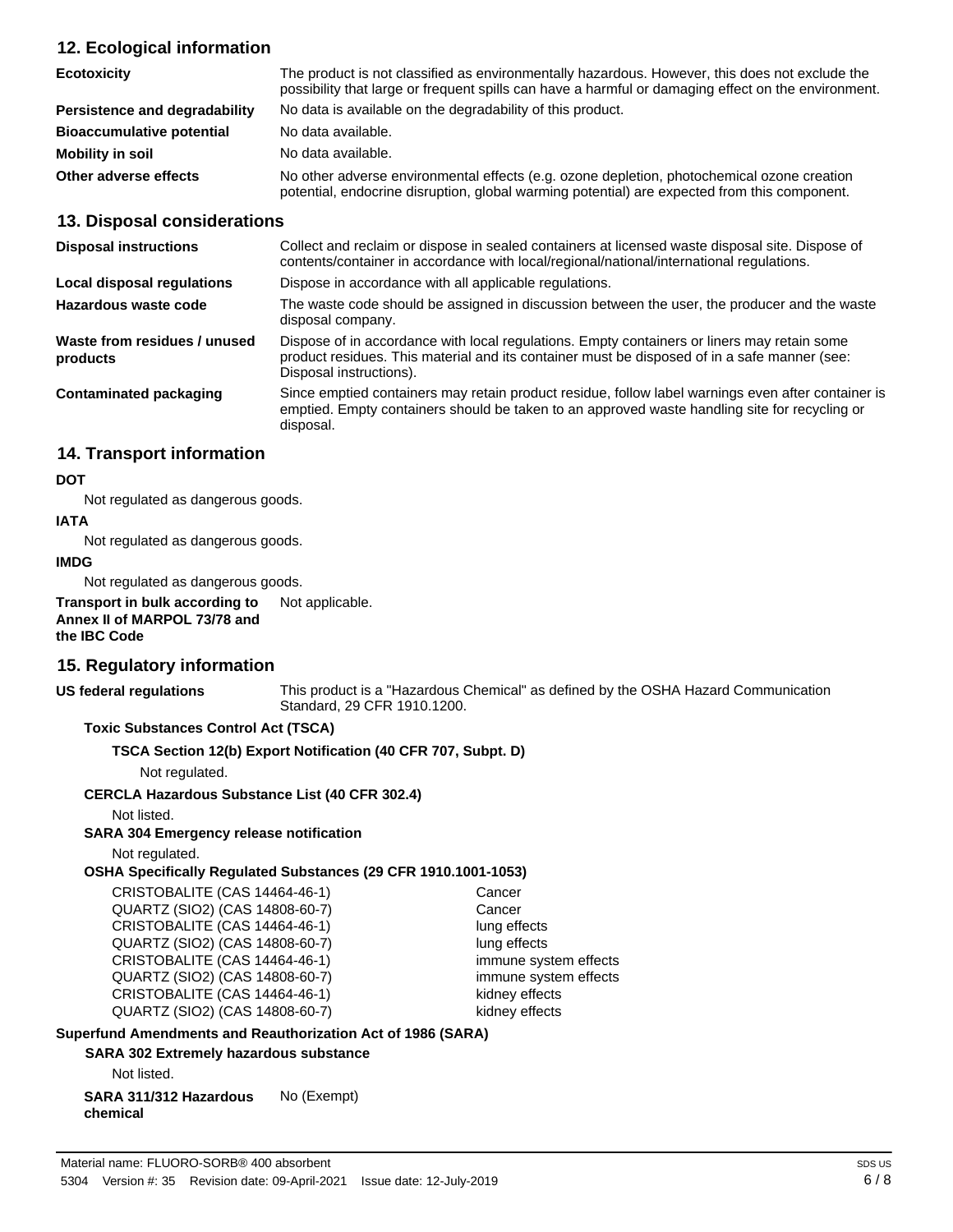## 12. Ecological information

| | |
|---|---|
| **Ecotoxicity** | The product is not classified as environmentally hazardous. However, this does not exclude the possibility that large or frequent spills can have a harmful or damaging effect on the environment. |
| **Persistence and degradability** | No data is available on the degradability of this product. |
| **Bioaccumulative potential** | No data available. |
| **Mobility in soil** | No data available. |
| **Other adverse effects** | No other adverse environmental effects (e.g. ozone depletion, photochemical ozone creation potential, endocrine disruption, global warming potential) are expected from this component. |

## 13. Disposal considerations

| | |
|---|---|
| **Disposal instructions** | Collect and reclaim or dispose in sealed containers at licensed waste disposal site. Dispose of contents/container in accordance with local/regional/national/international regulations. |
| **Local disposal regulations** | Dispose in accordance with all applicable regulations. |
| **Hazardous waste code** | The waste code should be assigned in discussion between the user, the producer and the waste disposal company. |
| **Waste from residues / unused products** | Dispose of in accordance with local regulations. Empty containers or liners may retain some product residues. This material and its container must be disposed of in a safe manner (see: Disposal instructions). |
| **Contaminated packaging** | Since emptied containers may retain product residue, follow label warnings even after container is emptied. Empty containers should be taken to an approved waste handling site for recycling or disposal. |

## 14. Transport information

**DOT**

Not regulated as dangerous goods.

**IATA**

Not regulated as dangerous goods.

**IMDG**

Not regulated as dangerous goods.

**Transport in bulk according to Annex II of MARPOL 73/78 and the IBC Code** Not applicable.

## 15. Regulatory information

**US federal regulations** This product is a "Hazardous Chemical" as defined by the OSHA Hazard Communication Standard, 29 CFR 1910.1200.

**Toxic Substances Control Act (TSCA)**

**TSCA Section 12(b) Export Notification (40 CFR 707, Subpt. D)**

Not regulated.

**CERCLA Hazardous Substance List (40 CFR 302.4)**

Not listed.

**SARA 304 Emergency release notification**

Not regulated.

**OSHA Specifically Regulated Substances (29 CFR 1910.1001-1053)**

| | |
|---|---|
| CRISTOBALITE (CAS 14464-46-1) | Cancer |
| QUARTZ (SIO2) (CAS 14808-60-7) | Cancer |
| CRISTOBALITE (CAS 14464-46-1) | lung effects |
| QUARTZ (SIO2) (CAS 14808-60-7) | lung effects |
| CRISTOBALITE (CAS 14464-46-1) | immune system effects |
| QUARTZ (SIO2) (CAS 14808-60-7) | immune system effects |
| CRISTOBALITE (CAS 14464-46-1) | kidney effects |
| QUARTZ (SIO2) (CAS 14808-60-7) | kidney effects |

**Superfund Amendments and Reauthorization Act of 1986 (SARA)**

**SARA 302 Extremely hazardous substance**

Not listed.

**SARA 311/312 Hazardous chemical** No (Exempt)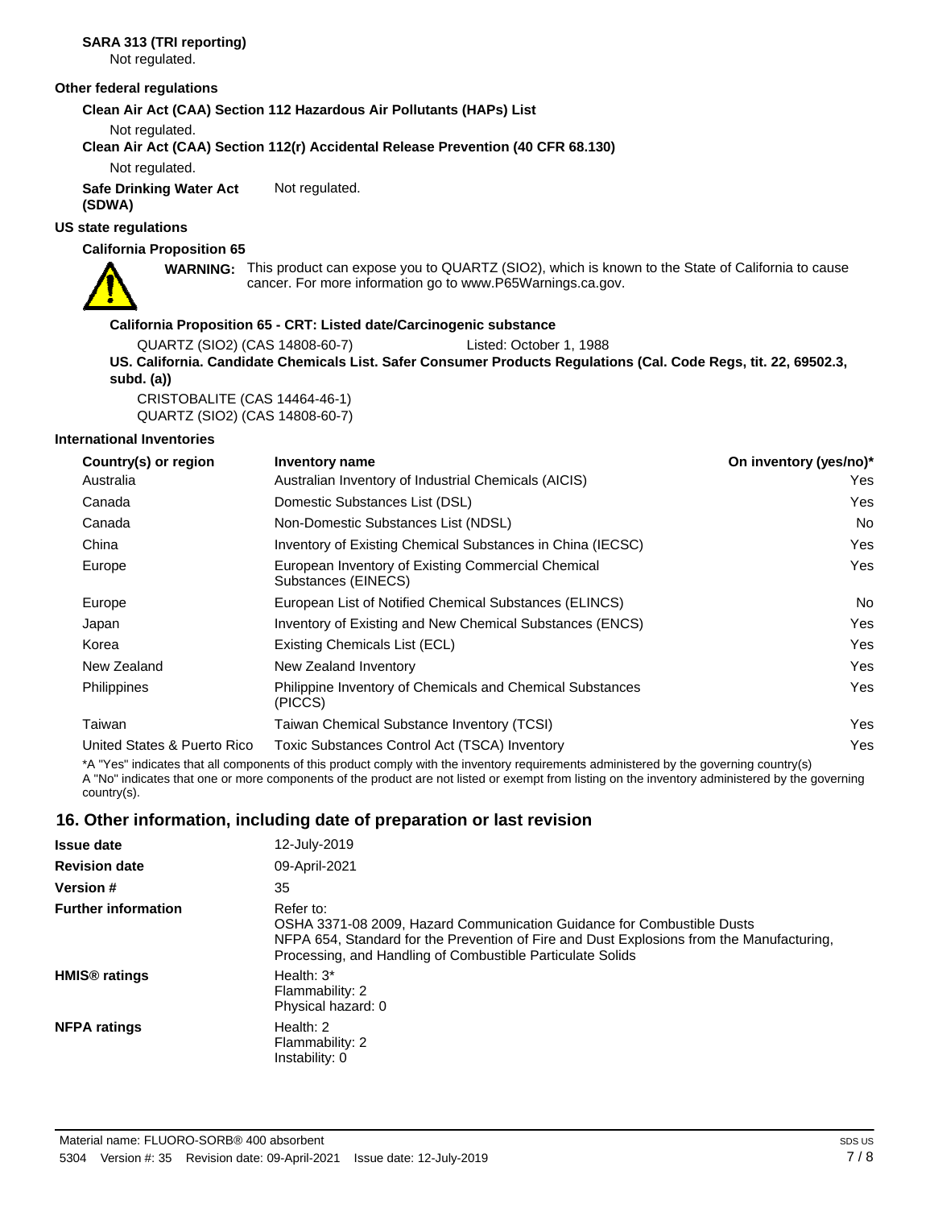**SARA 313 (TRI reporting)**

Not regulated.

**Other federal regulations**

**Clean Air Act (CAA) Section 112 Hazardous Air Pollutants (HAPs) List**

Not regulated.

**Clean Air Act (CAA) Section 112(r) Accidental Release Prevention (40 CFR 68.130)**

Not regulated.

**Safe Drinking Water Act (SDWA)** Not regulated.

**US state regulations**

**California Proposition 65**

**WARNING:** This product can expose you to QUARTZ (SIO2), which is known to the State of California to cause cancer. For more information go to www.P65Warnings.ca.gov.

**California Proposition 65 - CRT: Listed date/Carcinogenic substance**

QUARTZ (SIO2) (CAS 14808-60-7) Listed: October 1, 1988

**US. California. Candidate Chemicals List. Safer Consumer Products Regulations (Cal. Code Regs, tit. 22, 69502.3, subd. (a))**

CRISTOBALITE (CAS 14464-46-1)
QUARTZ (SIO2) (CAS 14808-60-7)

**International Inventories**

| Country(s) or region | Inventory name | On inventory (yes/no)* |
|---|---|---|
| Australia | Australian Inventory of Industrial Chemicals (AICIS) | Yes |
| Canada | Domestic Substances List (DSL) | Yes |
| Canada | Non-Domestic Substances List (NDSL) | No |
| China | Inventory of Existing Chemical Substances in China (IECSC) | Yes |
| Europe | European Inventory of Existing Commercial Chemical Substances (EINECS) | Yes |
| Europe | European List of Notified Chemical Substances (ELINCS) | No |
| Japan | Inventory of Existing and New Chemical Substances (ENCS) | Yes |
| Korea | Existing Chemicals List (ECL) | Yes |
| New Zealand | New Zealand Inventory | Yes |
| Philippines | Philippine Inventory of Chemicals and Chemical Substances (PICCS) | Yes |
| Taiwan | Taiwan Chemical Substance Inventory (TCSI) | Yes |
| United States & Puerto Rico | Toxic Substances Control Act (TSCA) Inventory | Yes |

*A "Yes" indicates that all components of this product comply with the inventory requirements administered by the governing country(s)
A "No" indicates that one or more components of the product are not listed or exempt from listing on the inventory administered by the governing country(s).

## 16. Other information, including date of preparation or last revision

**Issue date** 12-July-2019

**Revision date** 09-April-2021

**Version #** 35

**Further information** Refer to:
OSHA 3371-08 2009, Hazard Communication Guidance for Combustible Dusts
NFPA 654, Standard for the Prevention of Fire and Dust Explosions from the Manufacturing, Processing, and Handling of Combustible Particulate Solids

**HMIS® ratings**
Health: 3*
Flammability: 2
Physical hazard: 0

**NFPA ratings**
Health: 2
Flammability: 2
Instability: 0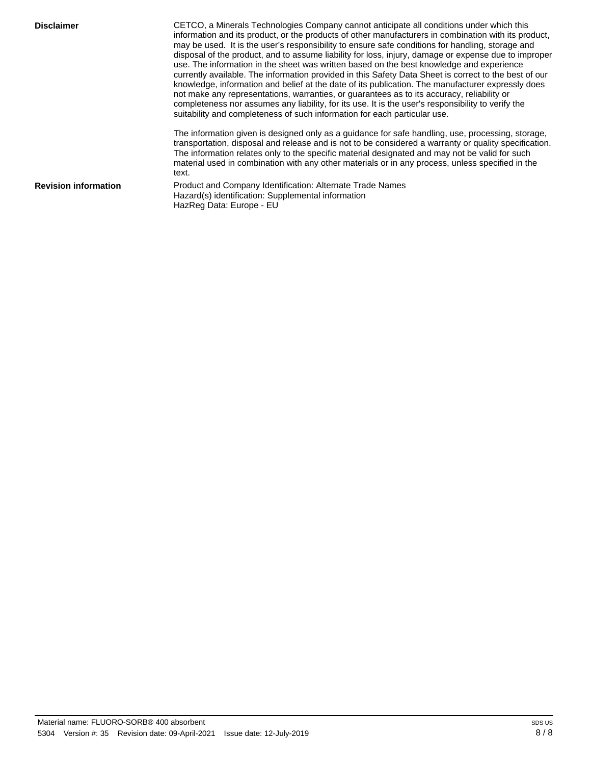**Disclaimer**

CETCO, a Minerals Technologies Company cannot anticipate all conditions under which this information and its product, or the products of other manufacturers in combination with its product, may be used. It is the user's responsibility to ensure safe conditions for handling, storage and disposal of the product, and to assume liability for loss, injury, damage or expense due to improper use. The information in the sheet was written based on the best knowledge and experience currently available. The information provided in this Safety Data Sheet is correct to the best of our knowledge, information and belief at the date of its publication. The manufacturer expressly does not make any representations, warranties, or guarantees as to its accuracy, reliability or completeness nor assumes any liability, for its use. It is the user's responsibility to verify the suitability and completeness of such information for each particular use.

The information given is designed only as a guidance for safe handling, use, processing, storage, transportation, disposal and release and is not to be considered a warranty or quality specification. The information relates only to the specific material designated and may not be valid for such material used in combination with any other materials or in any process, unless specified in the text.

**Revision information**

Product and Company Identification: Alternate Trade Names
Hazard(s) identification: Supplemental information
HazReg Data: Europe - EU